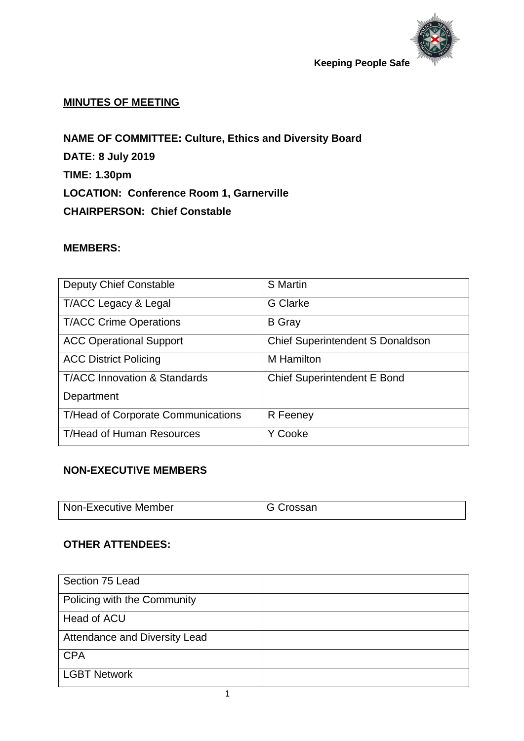Keeping People Safe

**MINUTES OF MEETING**

**NAME OF COMMITTEE: Culture, Ethics and Diversity Board**

**DATE: 8 July 2019**

**TIME: 1.30pm**

**LOCATION: Conference Room 1, Garnerville**

**CHAIRPERSON: Chief Constable**

**MEMBERS:**

| | |
|---|---|
| Deputy Chief Constable | S Martin |
| T/ACC Legacy & Legal | G Clarke |
| T/ACC Crime Operations | B Gray |
| ACC Operational Support | Chief Superintendent S Donaldson |
| ACC District Policing | M Hamilton |
| T/ACC Innovation & Standards Department | Chief Superintendent E Bond |
| T/Head of Corporate Communications | R Feeney |
| T/Head of Human Resources | Y Cooke |

**NON-EXECUTIVE MEMBERS**

| | |
|---|---|
| Non-Executive Member | G Crossan |

**OTHER ATTENDEES:**

| | |
|---|---|
| Section 75 Lead | |
| Policing with the Community | |
| Head of ACU | |
| Attendance and Diversity Lead | |
| CPA | |
| LGBT Network | |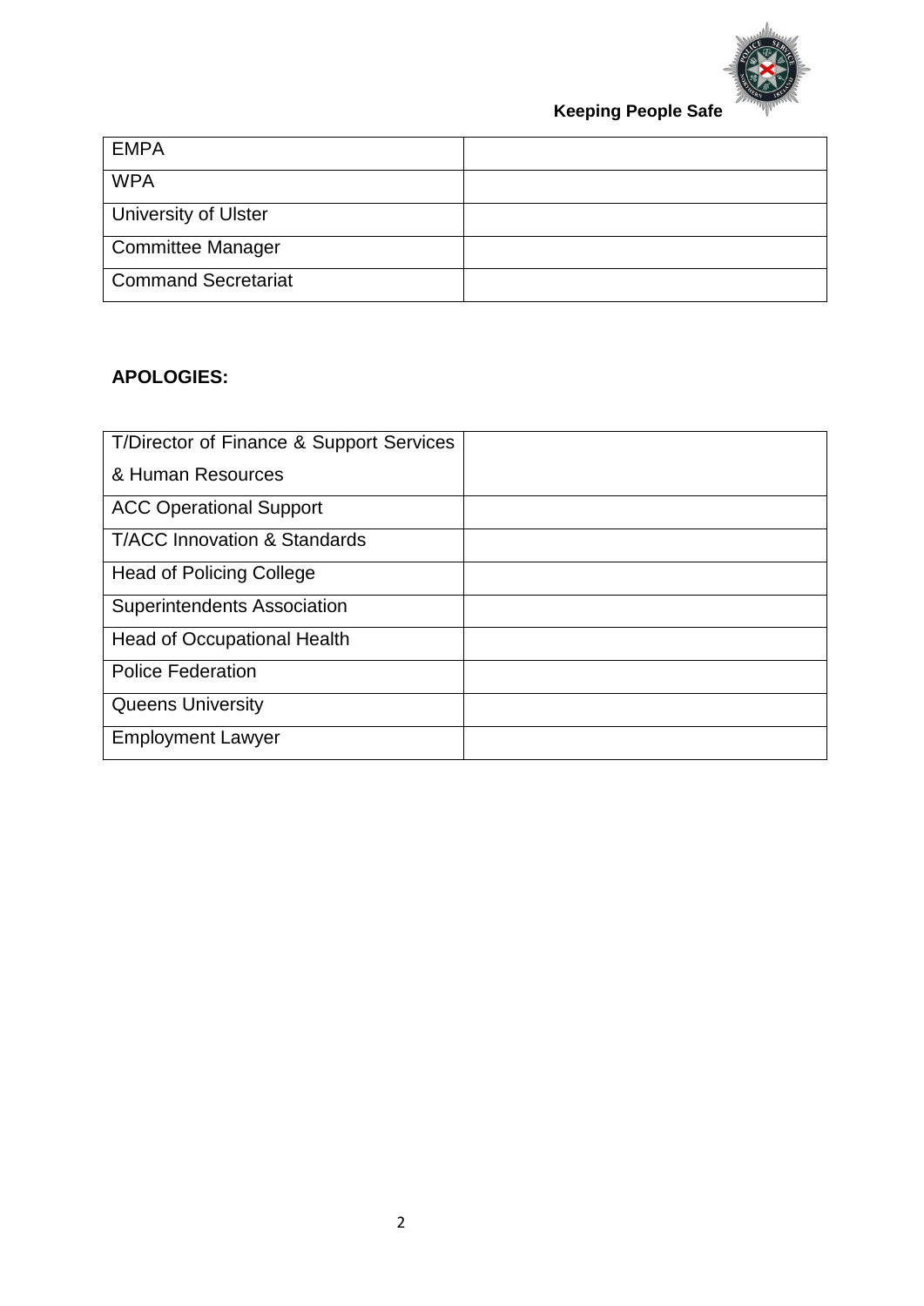| EMPA | |
|---|---|
| WPA | |
| University of Ulster | |
| Committee Manager | |
| Command Secretariat | |

**APOLOGIES:**

| T/Director of Finance & Support Services & Human Resources | |
|---|---|
| ACC Operational Support | |
| T/ACC Innovation & Standards | |
| Head of Policing College | |
| Superintendents Association | |
| Head of Occupational Health | |
| Police Federation | |
| Queens University | |
| Employment Lawyer | |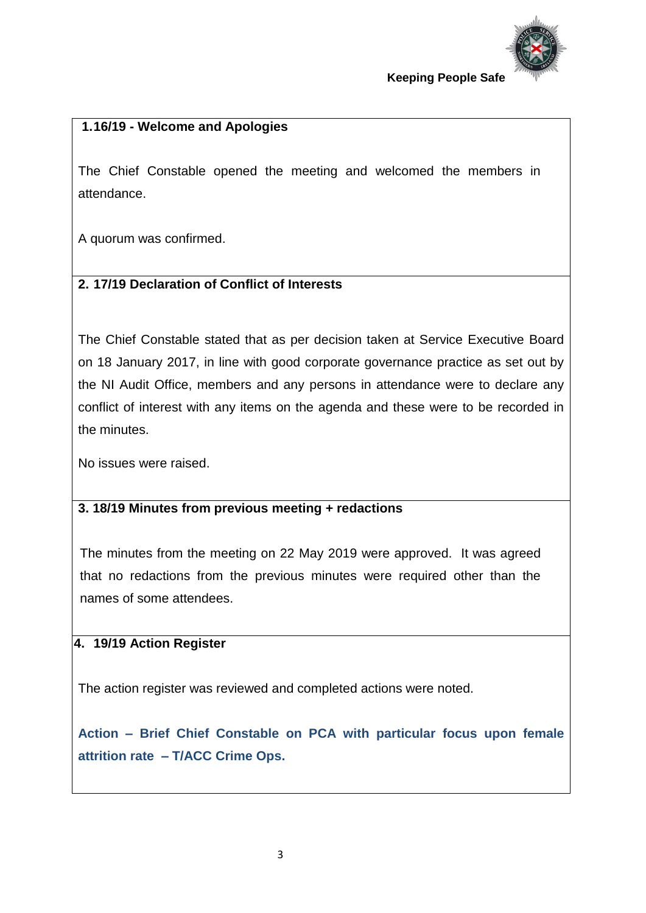## 1.16/19 - Welcome and Apologies

The Chief Constable opened the meeting and welcomed the members in attendance.

A quorum was confirmed.

## 2. 17/19 Declaration of Conflict of Interests

The Chief Constable stated that as per decision taken at Service Executive Board on 18 January 2017, in line with good corporate governance practice as set out by the NI Audit Office, members and any persons in attendance were to declare any conflict of interest with any items on the agenda and these were to be recorded in the minutes.

No issues were raised.

## 3. 18/19 Minutes from previous meeting + redactions

The minutes from the meeting on 22 May 2019 were approved. It was agreed that no redactions from the previous minutes were required other than the names of some attendees.

## 4. 19/19 Action Register

The action register was reviewed and completed actions were noted.

**Action – Brief Chief Constable on PCA with particular focus upon female attrition rate – T/ACC Crime Ops.**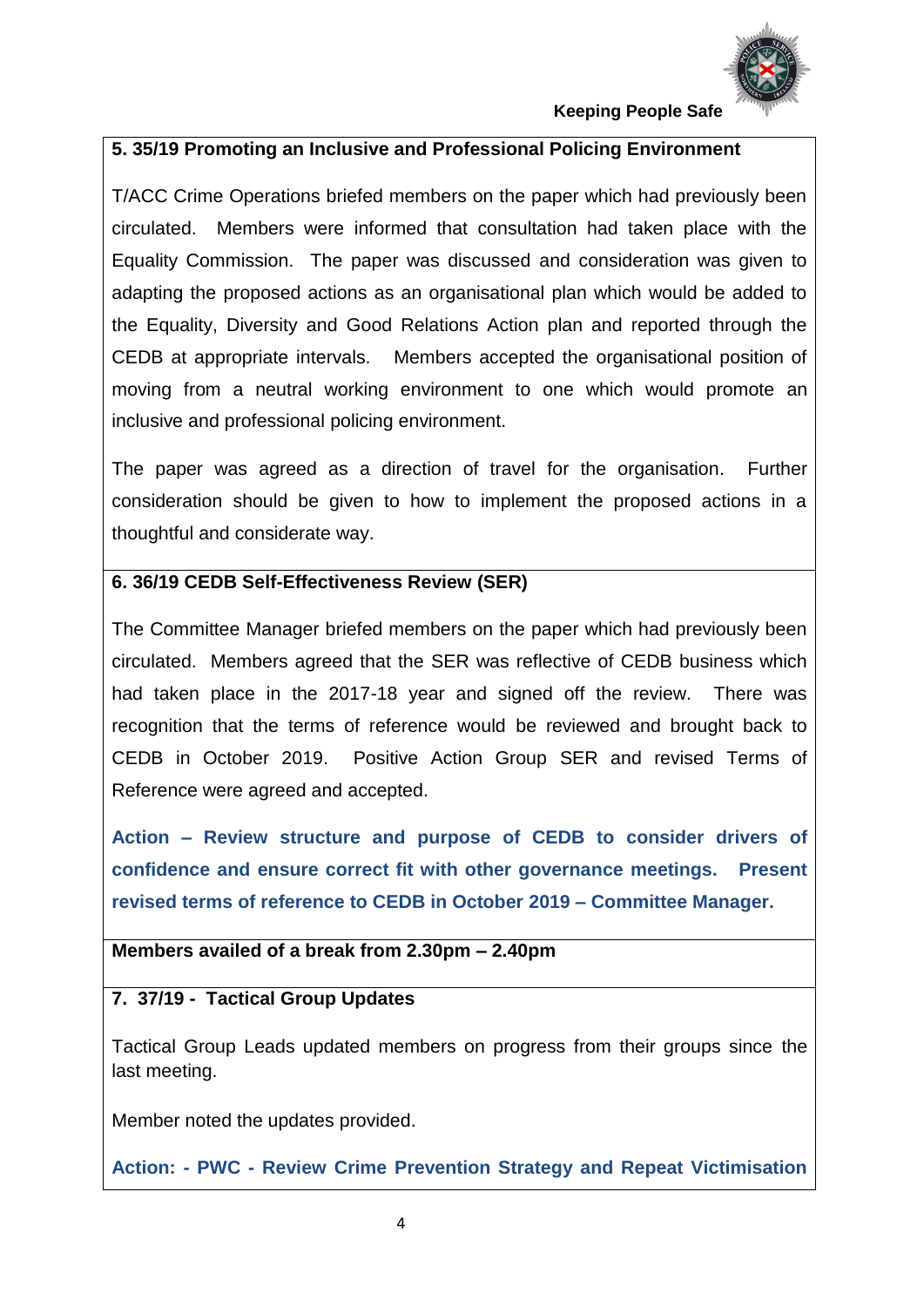**5. 35/19 Promoting an Inclusive and Professional Policing Environment**

T/ACC Crime Operations briefed members on the paper which had previously been circulated. Members were informed that consultation had taken place with the Equality Commission. The paper was discussed and consideration was given to adapting the proposed actions as an organisational plan which would be added to the Equality, Diversity and Good Relations Action plan and reported through the CEDB at appropriate intervals. Members accepted the organisational position of moving from a neutral working environment to one which would promote an inclusive and professional policing environment.

The paper was agreed as a direction of travel for the organisation. Further consideration should be given to how to implement the proposed actions in a thoughtful and considerate way.

**6. 36/19 CEDB Self-Effectiveness Review (SER)**

The Committee Manager briefed members on the paper which had previously been circulated. Members agreed that the SER was reflective of CEDB business which had taken place in the 2017-18 year and signed off the review. There was recognition that the terms of reference would be reviewed and brought back to CEDB in October 2019. Positive Action Group SER and revised Terms of Reference were agreed and accepted.

**Action – Review structure and purpose of CEDB to consider drivers of confidence and ensure correct fit with other governance meetings. Present revised terms of reference to CEDB in October 2019 – Committee Manager.**

**Members availed of a break from 2.30pm – 2.40pm**

**7. 37/19 - Tactical Group Updates**

Tactical Group Leads updated members on progress from their groups since the last meeting.

Member noted the updates provided.

**Action: - PWC - Review Crime Prevention Strategy and Repeat Victimisation**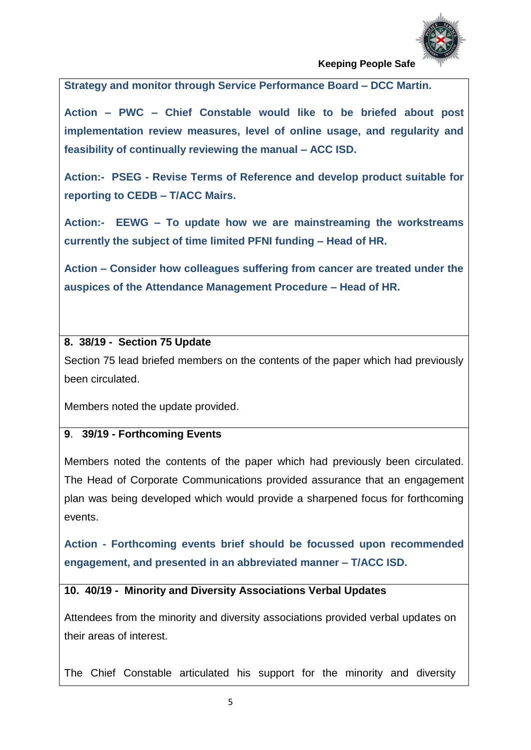**Strategy and monitor through Service Performance Board – DCC Martin.**

**Action – PWC – Chief Constable would like to be briefed about post implementation review measures, level of online usage, and regularity and feasibility of continually reviewing the manual – ACC ISD.**

**Action:- PSEG - Revise Terms of Reference and develop product suitable for reporting to CEDB – T/ACC Mairs.**

**Action:- EEWG – To update how we are mainstreaming the workstreams currently the subject of time limited PFNI funding – Head of HR.**

**Action – Consider how colleagues suffering from cancer are treated under the auspices of the Attendance Management Procedure – Head of HR.**

**8. 38/19 - Section 75 Update**

Section 75 lead briefed members on the contents of the paper which had previously been circulated.

Members noted the update provided.

**9. 39/19 - Forthcoming Events**

Members noted the contents of the paper which had previously been circulated. The Head of Corporate Communications provided assurance that an engagement plan was being developed which would provide a sharpened focus for forthcoming events.

**Action - Forthcoming events brief should be focussed upon recommended engagement, and presented in an abbreviated manner – T/ACC ISD.**

**10. 40/19 - Minority and Diversity Associations Verbal Updates**

Attendees from the minority and diversity associations provided verbal updates on their areas of interest.

The Chief Constable articulated his support for the minority and diversity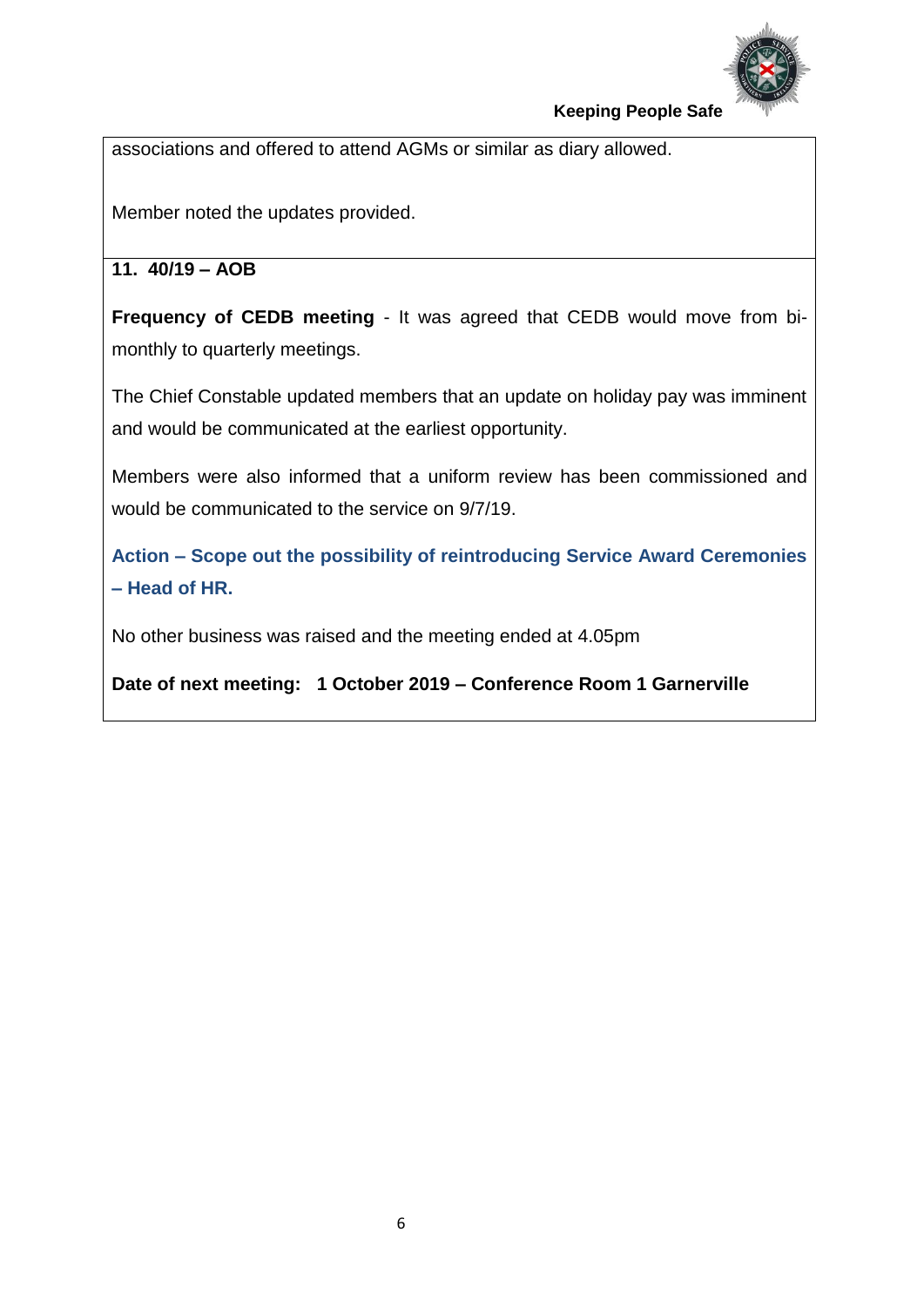associations and offered to attend AGMs or similar as diary allowed.

Member noted the updates provided.

**11. 40/19 – AOB**

**Frequency of CEDB meeting** - It was agreed that CEDB would move from bi-monthly to quarterly meetings.

The Chief Constable updated members that an update on holiday pay was imminent and would be communicated at the earliest opportunity.

Members were also informed that a uniform review has been commissioned and would be communicated to the service on 9/7/19.

**Action – Scope out the possibility of reintroducing Service Award Ceremonies – Head of HR.**

No other business was raised and the meeting ended at 4.05pm

**Date of next meeting: 1 October 2019 – Conference Room 1 Garnerville**